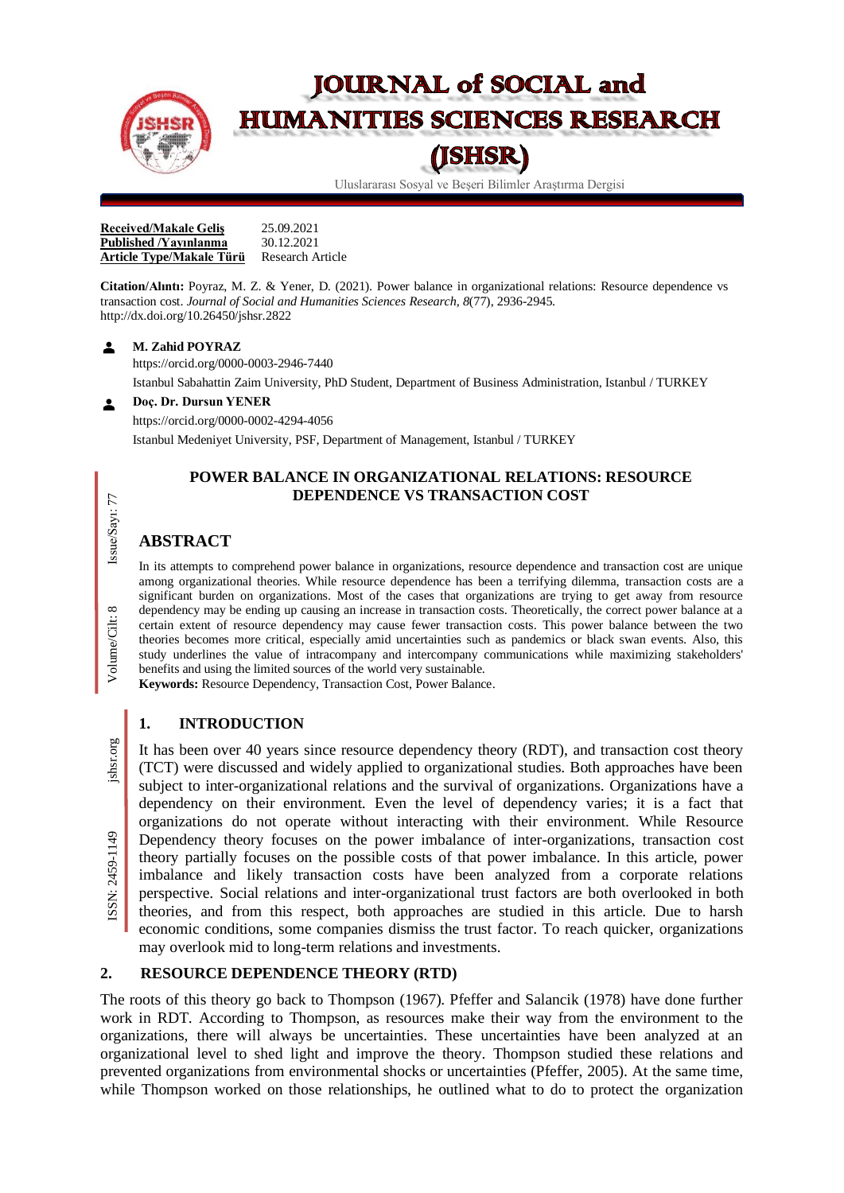# JOURNAL of SOCIAL and HUMANITIES SCIENCES RESEARCH (JSHSR)

Uluslararası Sosyal ve Beşeri Bilimler Araştırma Dergisi

| | |
|---|---|
| **Received/Makale Geliş** | 25.09.2021 |
| **Published /Yayınlanma** | 30.12.2021 |
| **Article Type/Makale Türü** | Research Article |

**Citation/Alıntı:** Poyraz, M. Z. & Yener, D. (2021). Power balance in organizational relations: Resource dependence vs transaction cost. *Journal of Social and Humanities Sciences Research, 8*(77), 2936-2945. http://dx.doi.org/10.26450/jshsr.2822

**M. Zahid POYRAZ**
https://orcid.org/0000-0003-2946-7440
Istanbul Sabahattin Zaim University, PhD Student, Department of Business Administration, Istanbul / TURKEY

**Doç. Dr. Dursun YENER**
https://orcid.org/0000-0002-4294-4056
Istanbul Medeniyet University, PSF, Department of Management, Istanbul / TURKEY

## POWER BALANCE IN ORGANIZATIONAL RELATIONS: RESOURCE DEPENDENCE VS TRANSACTION COST

## ABSTRACT

In its attempts to comprehend power balance in organizations, resource dependence and transaction cost are unique among organizational theories. While resource dependence has been a terrifying dilemma, transaction costs are a significant burden on organizations. Most of the cases that organizations are trying to get away from resource dependency may be ending up causing an increase in transaction costs. Theoretically, the correct power balance at a certain extent of resource dependency may cause fewer transaction costs. This power balance between the two theories becomes more critical, especially amid uncertainties such as pandemics or black swan events. Also, this study underlines the value of intracompany and intercompany communications while maximizing stakeholders' benefits and using the limited sources of the world very sustainable.

**Keywords:** Resource Dependency, Transaction Cost, Power Balance.

## 1. INTRODUCTION

It has been over 40 years since resource dependency theory (RDT), and transaction cost theory (TCT) were discussed and widely applied to organizational studies. Both approaches have been subject to inter-organizational relations and the survival of organizations. Organizations have a dependency on their environment. Even the level of dependency varies; it is a fact that organizations do not operate without interacting with their environment. While Resource Dependency theory focuses on the power imbalance of inter-organizations, transaction cost theory partially focuses on the possible costs of that power imbalance. In this article, power imbalance and likely transaction costs have been analyzed from a corporate relations perspective. Social relations and inter-organizational trust factors are both overlooked in both theories, and from this respect, both approaches are studied in this article. Due to harsh economic conditions, some companies dismiss the trust factor. To reach quicker, organizations may overlook mid to long-term relations and investments.

## 2. RESOURCE DEPENDENCE THEORY (RTD)

The roots of this theory go back to Thompson (1967). Pfeffer and Salancik (1978) have done further work in RDT. According to Thompson, as resources make their way from the environment to the organizations, there will always be uncertainties. These uncertainties have been analyzed at an organizational level to shed light and improve the theory. Thompson studied these relations and prevented organizations from environmental shocks or uncertainties (Pfeffer, 2005). At the same time, while Thompson worked on those relationships, he outlined what to do to protect the organization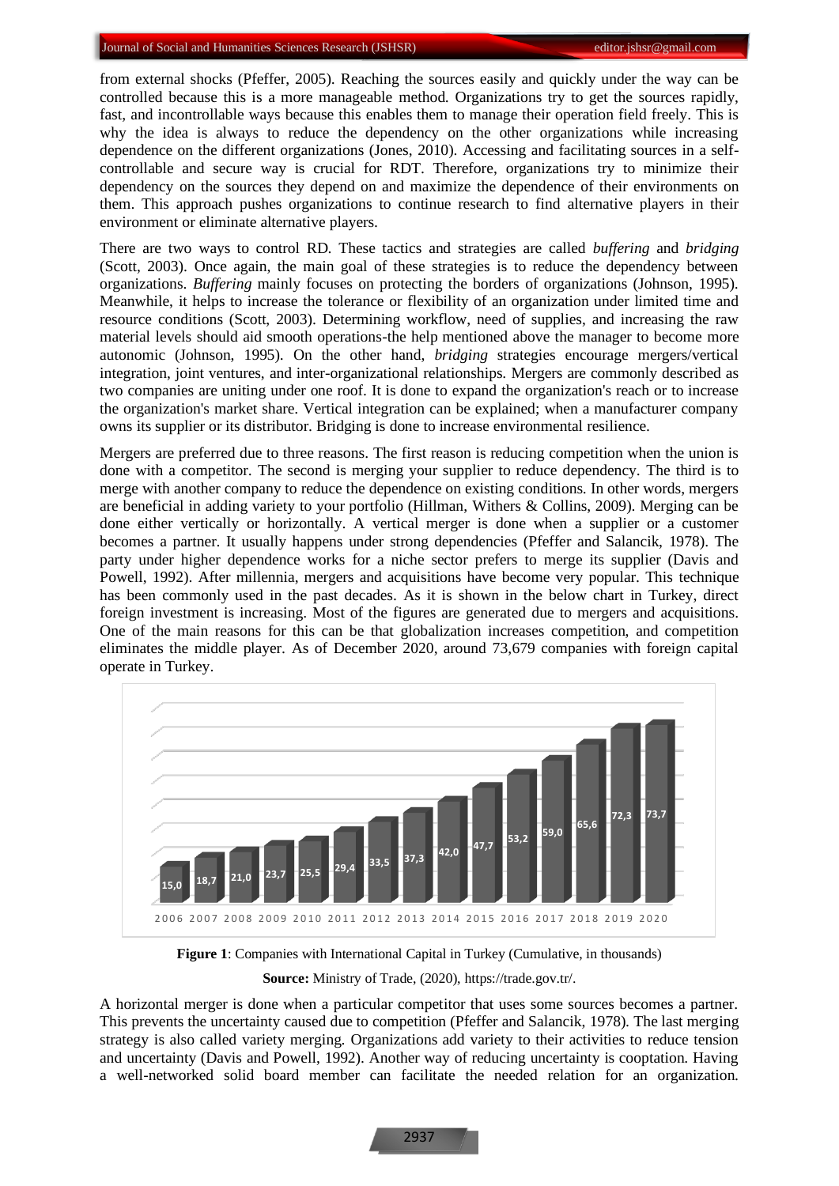from external shocks (Pfeffer, 2005). Reaching the sources easily and quickly under the way can be controlled because this is a more manageable method. Organizations try to get the sources rapidly, fast, and incontrollable ways because this enables them to manage their operation field freely. This is why the idea is always to reduce the dependency on the other organizations while increasing dependence on the different organizations (Jones, 2010). Accessing and facilitating sources in a self-controllable and secure way is crucial for RDT. Therefore, organizations try to minimize their dependency on the sources they depend on and maximize the dependence of their environments on them. This approach pushes organizations to continue research to find alternative players in their environment or eliminate alternative players.

There are two ways to control RD. These tactics and strategies are called *buffering* and *bridging* (Scott, 2003). Once again, the main goal of these strategies is to reduce the dependency between organizations. *Buffering* mainly focuses on protecting the borders of organizations (Johnson, 1995). Meanwhile, it helps to increase the tolerance or flexibility of an organization under limited time and resource conditions (Scott, 2003). Determining workflow, need of supplies, and increasing the raw material levels should aid smooth operations-the help mentioned above the manager to become more autonomic (Johnson, 1995). On the other hand, *bridging* strategies encourage mergers/vertical integration, joint ventures, and inter-organizational relationships. Mergers are commonly described as two companies are uniting under one roof. It is done to expand the organization's reach or to increase the organization's market share. Vertical integration can be explained; when a manufacturer company owns its supplier or its distributor. Bridging is done to increase environmental resilience.

Mergers are preferred due to three reasons. The first reason is reducing competition when the union is done with a competitor. The second is merging your supplier to reduce dependency. The third is to merge with another company to reduce the dependence on existing conditions. In other words, mergers are beneficial in adding variety to your portfolio (Hillman, Withers & Collins, 2009). Merging can be done either vertically or horizontally. A vertical merger is done when a supplier or a customer becomes a partner. It usually happens under strong dependencies (Pfeffer and Salancik, 1978). The party under higher dependence works for a niche sector prefers to merge its supplier (Davis and Powell, 1992). After millennia, mergers and acquisitions have become very popular. This technique has been commonly used in the past decades. As it is shown in the below chart in Turkey, direct foreign investment is increasing. Most of the figures are generated due to mergers and acquisitions. One of the main reasons for this can be that globalization increases competition, and competition eliminates the middle player. As of December 2020, around 73,679 companies with foreign capital operate in Turkey.

| 2006 | 2007 | 2008 | 2009 | 2010 | 2011 | 2012 | 2013 | 2014 | 2015 | 2016 | 2017 | 2018 | 2019 | 2020 |
|---|---|---|---|---|---|---|---|---|---|---|---|---|---|---|
| 15,0 | 18,7 | 21,0 | 23,7 | 25,5 | 29,4 | 33,5 | 37,3 | 42,0 | 47,7 | 53,2 | 59,0 | 65,6 | 72,3 | 73,7 |

**Figure 1**: Companies with International Capital in Turkey (Cumulative, in thousands)

**Source:** Ministry of Trade, (2020), https://trade.gov.tr/.

A horizontal merger is done when a particular competitor that uses some sources becomes a partner. This prevents the uncertainty caused due to competition (Pfeffer and Salancik, 1978). The last merging strategy is also called variety merging. Organizations add variety to their activities to reduce tension and uncertainty (Davis and Powell, 1992). Another way of reducing uncertainty is cooptation. Having a well-networked solid board member can facilitate the needed relation for an organization.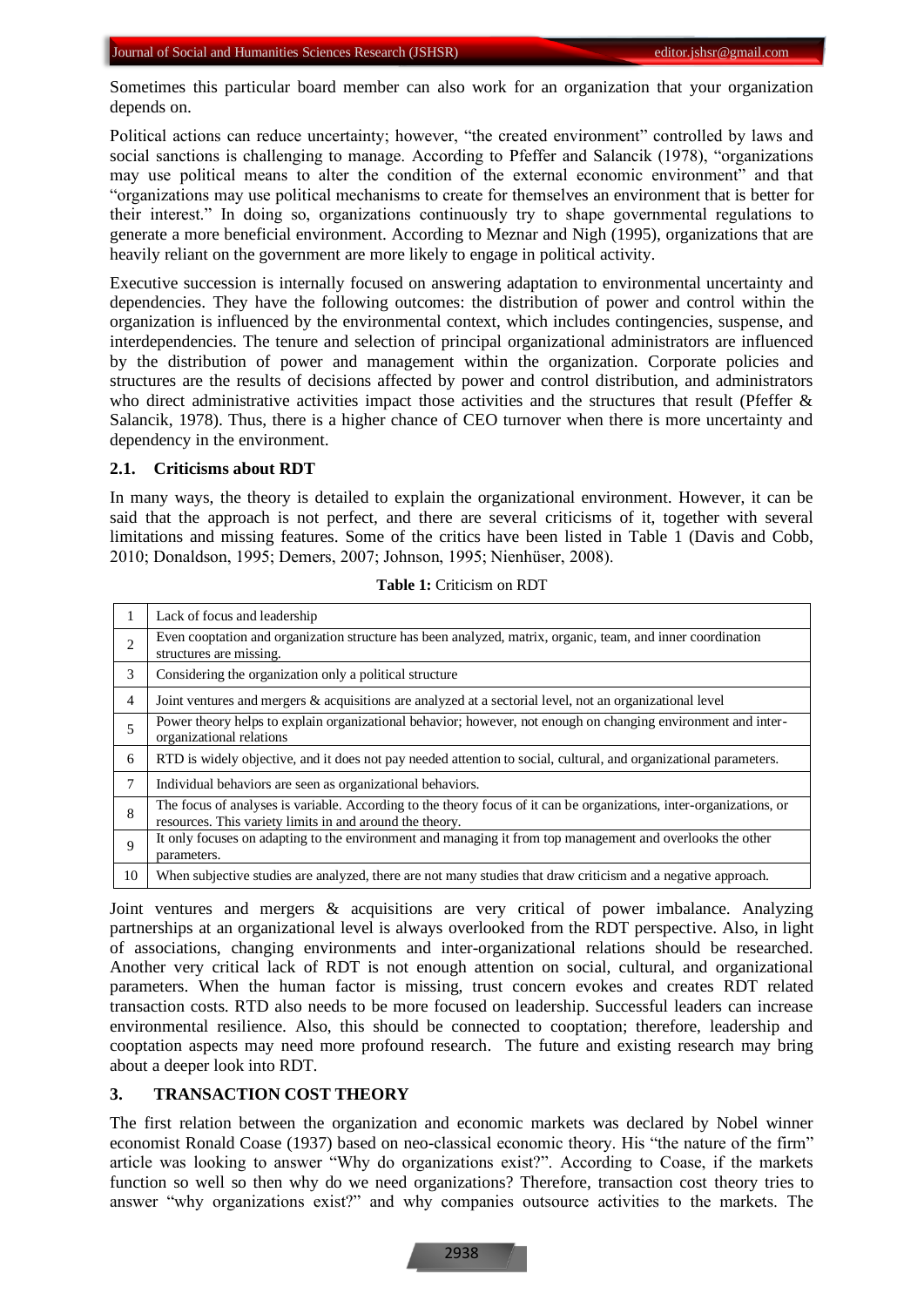Sometimes this particular board member can also work for an organization that your organization depends on.

Political actions can reduce uncertainty; however, "the created environment" controlled by laws and social sanctions is challenging to manage. According to Pfeffer and Salancik (1978), "organizations may use political means to alter the condition of the external economic environment" and that "organizations may use political mechanisms to create for themselves an environment that is better for their interest." In doing so, organizations continuously try to shape governmental regulations to generate a more beneficial environment. According to Meznar and Nigh (1995), organizations that are heavily reliant on the government are more likely to engage in political activity.

Executive succession is internally focused on answering adaptation to environmental uncertainty and dependencies. They have the following outcomes: the distribution of power and control within the organization is influenced by the environmental context, which includes contingencies, suspense, and interdependencies. The tenure and selection of principal organizational administrators are influenced by the distribution of power and management within the organization. Corporate policies and structures are the results of decisions affected by power and control distribution, and administrators who direct administrative activities impact those activities and the structures that result (Pfeffer & Salancik, 1978). Thus, there is a higher chance of CEO turnover when there is more uncertainty and dependency in the environment.

### 2.1. Criticisms about RDT

In many ways, the theory is detailed to explain the organizational environment. However, it can be said that the approach is not perfect, and there are several criticisms of it, together with several limitations and missing features. Some of the critics have been listed in Table 1 (Davis and Cobb, 2010; Donaldson, 1995; Demers, 2007; Johnson, 1995; Nienhüser, 2008).

**Table 1:** Criticism on RDT

| | |
|---|---|
| 1 | Lack of focus and leadership |
| 2 | Even cooptation and organization structure has been analyzed, matrix, organic, team, and inner coordination structures are missing. |
| 3 | Considering the organization only a political structure |
| 4 | Joint ventures and mergers & acquisitions are analyzed at a sectorial level, not an organizational level |
| 5 | Power theory helps to explain organizational behavior; however, not enough on changing environment and inter-organizational relations |
| 6 | RTD is widely objective, and it does not pay needed attention to social, cultural, and organizational parameters. |
| 7 | Individual behaviors are seen as organizational behaviors. |
| 8 | The focus of analyses is variable. According to the theory focus of it can be organizations, inter-organizations, or resources. This variety limits in and around the theory. |
| 9 | It only focuses on adapting to the environment and managing it from top management and overlooks the other parameters. |
| 10 | When subjective studies are analyzed, there are not many studies that draw criticism and a negative approach. |

Joint ventures and mergers & acquisitions are very critical of power imbalance. Analyzing partnerships at an organizational level is always overlooked from the RDT perspective. Also, in light of associations, changing environments and inter-organizational relations should be researched. Another very critical lack of RDT is not enough attention on social, cultural, and organizational parameters. When the human factor is missing, trust concern evokes and creates RDT related transaction costs. RTD also needs to be more focused on leadership. Successful leaders can increase environmental resilience. Also, this should be connected to cooptation; therefore, leadership and cooptation aspects may need more profound research. The future and existing research may bring about a deeper look into RDT.

## 3. TRANSACTION COST THEORY

The first relation between the organization and economic markets was declared by Nobel winner economist Ronald Coase (1937) based on neo-classical economic theory. His "the nature of the firm" article was looking to answer "Why do organizations exist?". According to Coase, if the markets function so well so then why do we need organizations? Therefore, transaction cost theory tries to answer "why organizations exist?" and why companies outsource activities to the markets. The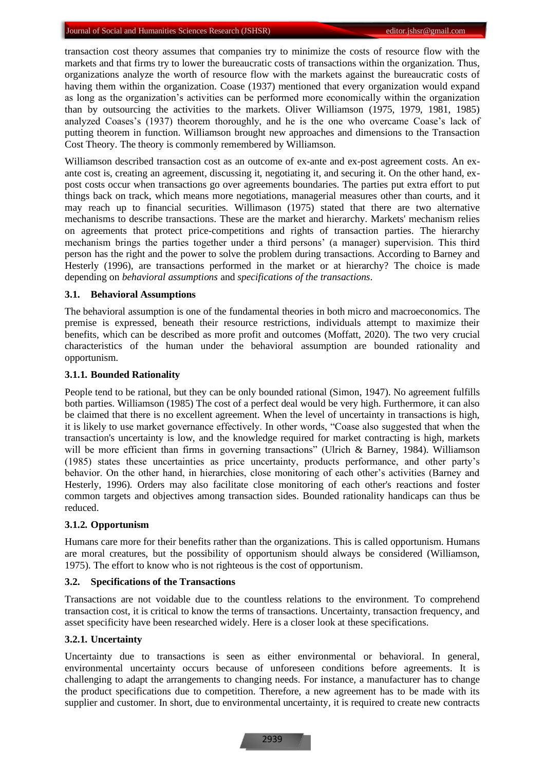transaction cost theory assumes that companies try to minimize the costs of resource flow with the markets and that firms try to lower the bureaucratic costs of transactions within the organization. Thus, organizations analyze the worth of resource flow with the markets against the bureaucratic costs of having them within the organization. Coase (1937) mentioned that every organization would expand as long as the organization's activities can be performed more economically within the organization than by outsourcing the activities to the markets. Oliver Williamson (1975, 1979, 1981, 1985) analyzed Coases's (1937) theorem thoroughly, and he is the one who overcame Coase's lack of putting theorem in function. Williamson brought new approaches and dimensions to the Transaction Cost Theory. The theory is commonly remembered by Williamson.

Williamson described transaction cost as an outcome of ex-ante and ex-post agreement costs. An ex-ante cost is, creating an agreement, discussing it, negotiating it, and securing it. On the other hand, ex-post costs occur when transactions go over agreements boundaries. The parties put extra effort to put things back on track, which means more negotiations, managerial measures other than courts, and it may reach up to financial securities. Willimason (1975) stated that there are two alternative mechanisms to describe transactions. These are the market and hierarchy. Markets' mechanism relies on agreements that protect price-competitions and rights of transaction parties. The hierarchy mechanism brings the parties together under a third persons' (a manager) supervision. This third person has the right and the power to solve the problem during transactions. According to Barney and Hesterly (1996), are transactions performed in the market or at hierarchy? The choice is made depending on *behavioral assumptions* and *specifications of the transactions*.

### 3.1. Behavioral Assumptions

The behavioral assumption is one of the fundamental theories in both micro and macroeconomics. The premise is expressed, beneath their resource restrictions, individuals attempt to maximize their benefits, which can be described as more profit and outcomes (Moffatt, 2020). The two very crucial characteristics of the human under the behavioral assumption are bounded rationality and opportunism.

#### 3.1.1. Bounded Rationality

People tend to be rational, but they can be only bounded rational (Simon, 1947). No agreement fulfills both parties. Williamson (1985) The cost of a perfect deal would be very high. Furthermore, it can also be claimed that there is no excellent agreement. When the level of uncertainty in transactions is high, it is likely to use market governance effectively. In other words, "Coase also suggested that when the transaction's uncertainty is low, and the knowledge required for market contracting is high, markets will be more efficient than firms in governing transactions" (Ulrich & Barney, 1984). Williamson (1985) states these uncertainties as price uncertainty, products performance, and other party's behavior. On the other hand, in hierarchies, close monitoring of each other's activities (Barney and Hesterly, 1996). Orders may also facilitate close monitoring of each other's reactions and foster common targets and objectives among transaction sides. Bounded rationality handicaps can thus be reduced.

#### 3.1.2. Opportunism

Humans care more for their benefits rather than the organizations. This is called opportunism. Humans are moral creatures, but the possibility of opportunism should always be considered (Williamson, 1975). The effort to know who is not righteous is the cost of opportunism.

### 3.2. Specifications of the Transactions

Transactions are not voidable due to the countless relations to the environment. To comprehend transaction cost, it is critical to know the terms of transactions. Uncertainty, transaction frequency, and asset specificity have been researched widely. Here is a closer look at these specifications.

#### 3.2.1. Uncertainty

Uncertainty due to transactions is seen as either environmental or behavioral. In general, environmental uncertainty occurs because of unforeseen conditions before agreements. It is challenging to adapt the arrangements to changing needs. For instance, a manufacturer has to change the product specifications due to competition. Therefore, a new agreement has to be made with its supplier and customer. In short, due to environmental uncertainty, it is required to create new contracts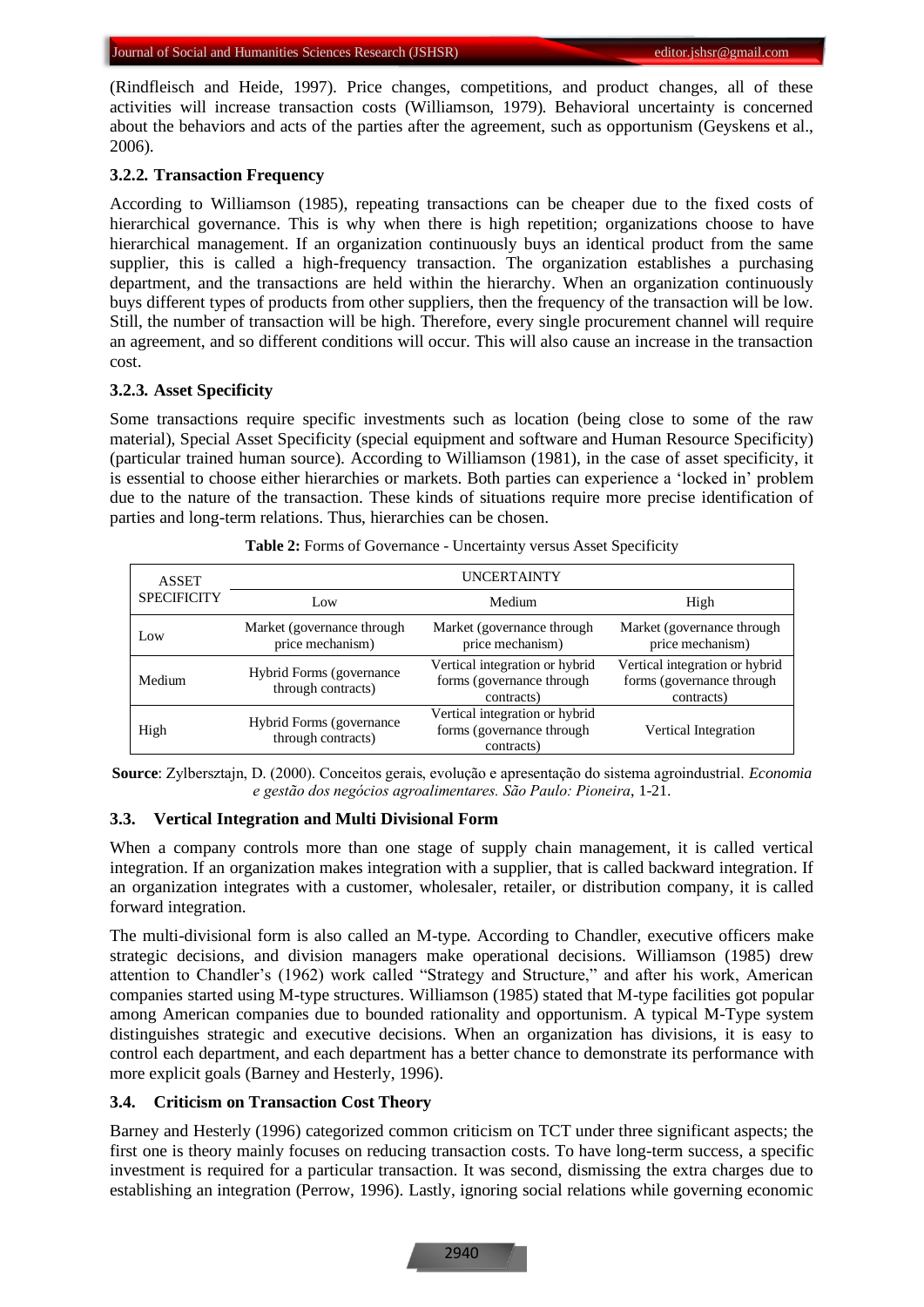(Rindfleisch and Heide, 1997). Price changes, competitions, and product changes, all of these activities will increase transaction costs (Williamson, 1979). Behavioral uncertainty is concerned about the behaviors and acts of the parties after the agreement, such as opportunism (Geyskens et al., 2006).

### 3.2.2. Transaction Frequency

According to Williamson (1985), repeating transactions can be cheaper due to the fixed costs of hierarchical governance. This is why when there is high repetition; organizations choose to have hierarchical management. If an organization continuously buys an identical product from the same supplier, this is called a high-frequency transaction. The organization establishes a purchasing department, and the transactions are held within the hierarchy. When an organization continuously buys different types of products from other suppliers, then the frequency of the transaction will be low. Still, the number of transaction will be high. Therefore, every single procurement channel will require an agreement, and so different conditions will occur. This will also cause an increase in the transaction cost.

### 3.2.3. Asset Specificity

Some transactions require specific investments such as location (being close to some of the raw material), Special Asset Specificity (special equipment and software and Human Resource Specificity) (particular trained human source). According to Williamson (1981), in the case of asset specificity, it is essential to choose either hierarchies or markets. Both parties can experience a 'locked in' problem due to the nature of the transaction. These kinds of situations require more precise identification of parties and long-term relations. Thus, hierarchies can be chosen.

**Table 2:** Forms of Governance - Uncertainty versus Asset Specificity

| ASSET SPECIFICITY | UNCERTAINTY | | |
|---|---|---|---|
| | Low | Medium | High |
| Low | Market (governance through price mechanism) | Market (governance through price mechanism) | Market (governance through price mechanism) |
| Medium | Hybrid Forms (governance through contracts) | Vertical integration or hybrid forms (governance through contracts) | Vertical integration or hybrid forms (governance through contracts) |
| High | Hybrid Forms (governance through contracts) | Vertical integration or hybrid forms (governance through contracts) | Vertical Integration |

**Source**: Zylbersztajn, D. (2000). Conceitos gerais, evolução e apresentação do sistema agroindustrial. *Economia e gestão dos negócios agroalimentares. São Paulo: Pioneira*, 1-21.

## 3.3. Vertical Integration and Multi Divisional Form

When a company controls more than one stage of supply chain management, it is called vertical integration. If an organization makes integration with a supplier, that is called backward integration. If an organization integrates with a customer, wholesaler, retailer, or distribution company, it is called forward integration.

The multi-divisional form is also called an M-type. According to Chandler, executive officers make strategic decisions, and division managers make operational decisions. Williamson (1985) drew attention to Chandler's (1962) work called "Strategy and Structure," and after his work, American companies started using M-type structures. Williamson (1985) stated that M-type facilities got popular among American companies due to bounded rationality and opportunism. A typical M-Type system distinguishes strategic and executive decisions. When an organization has divisions, it is easy to control each department, and each department has a better chance to demonstrate its performance with more explicit goals (Barney and Hesterly, 1996).

## 3.4. Criticism on Transaction Cost Theory

Barney and Hesterly (1996) categorized common criticism on TCT under three significant aspects; the first one is theory mainly focuses on reducing transaction costs. To have long-term success, a specific investment is required for a particular transaction. It was second, dismissing the extra charges due to establishing an integration (Perrow, 1996). Lastly, ignoring social relations while governing economic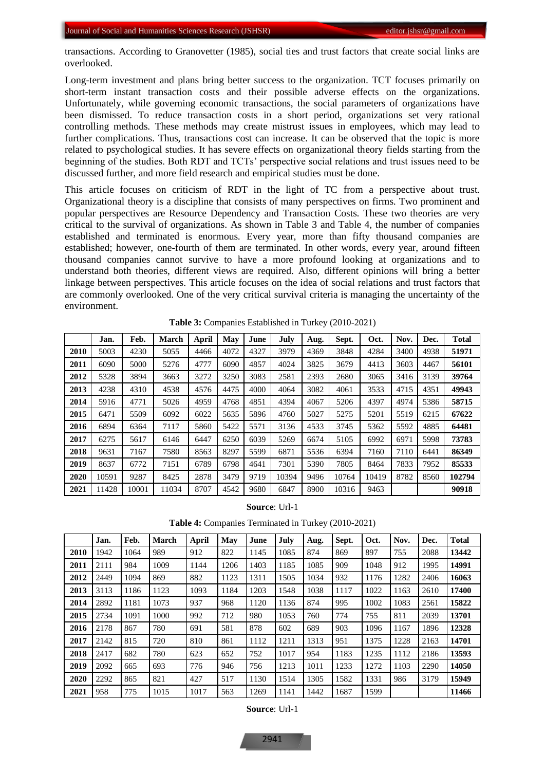transactions. According to Granovetter (1985), social ties and trust factors that create social links are overlooked.

Long-term investment and plans bring better success to the organization. TCT focuses primarily on short-term instant transaction costs and their possible adverse effects on the organizations. Unfortunately, while governing economic transactions, the social parameters of organizations have been dismissed. To reduce transaction costs in a short period, organizations set very rational controlling methods. These methods may create mistrust issues in employees, which may lead to further complications. Thus, transactions cost can increase. It can be observed that the topic is more related to psychological studies. It has severe effects on organizational theory fields starting from the beginning of the studies. Both RDT and TCTs' perspective social relations and trust issues need to be discussed further, and more field research and empirical studies must be done.

This article focuses on criticism of RDT in the light of TC from a perspective about trust. Organizational theory is a discipline that consists of many perspectives on firms. Two prominent and popular perspectives are Resource Dependency and Transaction Costs. These two theories are very critical to the survival of organizations. As shown in Table 3 and Table 4, the number of companies established and terminated is enormous. Every year, more than fifty thousand companies are established; however, one-fourth of them are terminated. In other words, every year, around fifteen thousand companies cannot survive to have a more profound looking at organizations and to understand both theories, different views are required. Also, different opinions will bring a better linkage between perspectives. This article focuses on the idea of social relations and trust factors that are commonly overlooked. One of the very critical survival criteria is managing the uncertainty of the environment.

**Table 3:** Companies Established in Turkey (2010-2021)

| | Jan. | Feb. | March | April | May | June | July | Aug. | Sept. | Oct. | Nov. | Dec. | Total |
|---|---|---|---|---|---|---|---|---|---|---|---|---|---|
| **2010** | 5003 | 4230 | 5055 | 4466 | 4072 | 4327 | 3979 | 4369 | 3848 | 4284 | 3400 | 4938 | **51971** |
| **2011** | 6090 | 5000 | 5276 | 4777 | 6090 | 4857 | 4024 | 3825 | 3679 | 4413 | 3603 | 4467 | **56101** |
| **2012** | 5328 | 3894 | 3663 | 3272 | 3250 | 3083 | 2581 | 2393 | 2680 | 3065 | 3416 | 3139 | **39764** |
| **2013** | 4238 | 4310 | 4538 | 4576 | 4475 | 4000 | 4064 | 3082 | 4061 | 3533 | 4715 | 4351 | **49943** |
| **2014** | 5916 | 4771 | 5026 | 4959 | 4768 | 4851 | 4394 | 4067 | 5206 | 4397 | 4974 | 5386 | **58715** |
| **2015** | 6471 | 5509 | 6092 | 6022 | 5635 | 5896 | 4760 | 5027 | 5275 | 5201 | 5519 | 6215 | **67622** |
| **2016** | 6894 | 6364 | 7117 | 5860 | 5422 | 5571 | 3136 | 4533 | 3745 | 5362 | 5592 | 4885 | **64481** |
| **2017** | 6275 | 5617 | 6146 | 6447 | 6250 | 6039 | 5269 | 6674 | 5105 | 6992 | 6971 | 5998 | **73783** |
| **2018** | 9631 | 7167 | 7580 | 8563 | 8297 | 5599 | 6871 | 5536 | 6394 | 7160 | 7110 | 6441 | **86349** |
| **2019** | 8637 | 6772 | 7151 | 6789 | 6798 | 4641 | 7301 | 5390 | 7805 | 8464 | 7833 | 7952 | **85533** |
| **2020** | 10591 | 9287 | 8425 | 2878 | 3479 | 9719 | 10394 | 9496 | 10764 | 10419 | 8782 | 8560 | **102794** |
| **2021** | 11428 | 10001 | 11034 | 8707 | 4542 | 9680 | 6847 | 8900 | 10316 | 9463 | | | **90918** |

**Source**: Url-1

**Table 4:** Companies Terminated in Turkey (2010-2021)

| | Jan. | Feb. | March | April | May | June | July | Aug. | Sept. | Oct. | Nov. | Dec. | Total |
|---|---|---|---|---|---|---|---|---|---|---|---|---|---|
| **2010** | 1942 | 1064 | 989 | 912 | 822 | 1145 | 1085 | 874 | 869 | 897 | 755 | 2088 | **13442** |
| **2011** | 2111 | 984 | 1009 | 1144 | 1206 | 1403 | 1185 | 1085 | 909 | 1048 | 912 | 1995 | **14991** |
| **2012** | 2449 | 1094 | 869 | 882 | 1123 | 1311 | 1505 | 1034 | 932 | 1176 | 1282 | 2406 | **16063** |
| **2013** | 3113 | 1186 | 1123 | 1093 | 1184 | 1203 | 1548 | 1038 | 1117 | 1022 | 1163 | 2610 | **17400** |
| **2014** | 2892 | 1181 | 1073 | 937 | 968 | 1120 | 1136 | 874 | 995 | 1002 | 1083 | 2561 | **15822** |
| **2015** | 2734 | 1091 | 1000 | 992 | 712 | 980 | 1053 | 760 | 774 | 755 | 811 | 2039 | **13701** |
| **2016** | 2178 | 867 | 780 | 691 | 581 | 878 | 602 | 689 | 903 | 1096 | 1167 | 1896 | **12328** |
| **2017** | 2142 | 815 | 720 | 810 | 861 | 1112 | 1211 | 1313 | 951 | 1375 | 1228 | 2163 | **14701** |
| **2018** | 2417 | 682 | 780 | 623 | 652 | 752 | 1017 | 954 | 1183 | 1235 | 1112 | 2186 | **13593** |
| **2019** | 2092 | 665 | 693 | 776 | 946 | 756 | 1213 | 1011 | 1233 | 1272 | 1103 | 2290 | **14050** |
| **2020** | 2292 | 865 | 821 | 427 | 517 | 1130 | 1514 | 1305 | 1582 | 1331 | 986 | 3179 | **15949** |
| **2021** | 958 | 775 | 1015 | 1017 | 563 | 1269 | 1141 | 1442 | 1687 | 1599 | | | **11466** |

**Source**: Url-1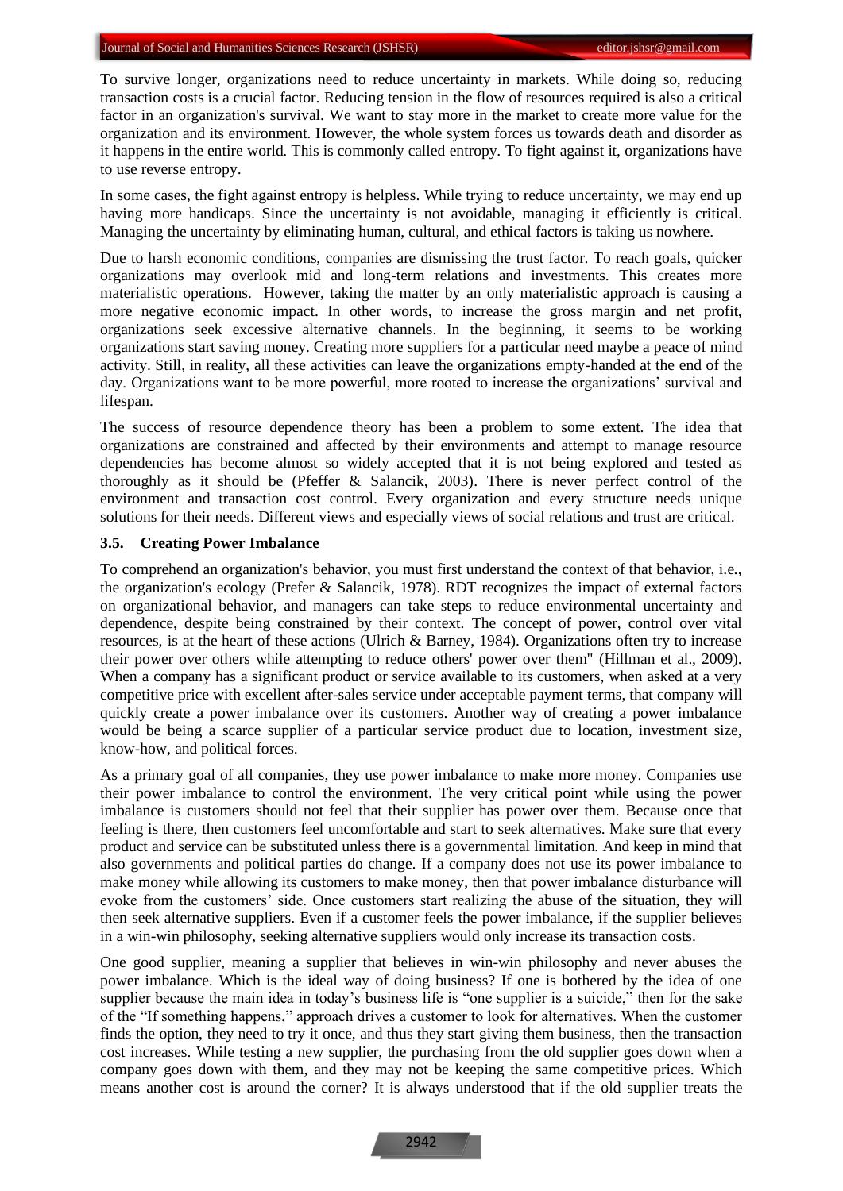To survive longer, organizations need to reduce uncertainty in markets. While doing so, reducing transaction costs is a crucial factor. Reducing tension in the flow of resources required is also a critical factor in an organization's survival. We want to stay more in the market to create more value for the organization and its environment. However, the whole system forces us towards death and disorder as it happens in the entire world. This is commonly called entropy. To fight against it, organizations have to use reverse entropy.

In some cases, the fight against entropy is helpless. While trying to reduce uncertainty, we may end up having more handicaps. Since the uncertainty is not avoidable, managing it efficiently is critical. Managing the uncertainty by eliminating human, cultural, and ethical factors is taking us nowhere.

Due to harsh economic conditions, companies are dismissing the trust factor. To reach goals, quicker organizations may overlook mid and long-term relations and investments. This creates more materialistic operations. However, taking the matter by an only materialistic approach is causing a more negative economic impact. In other words, to increase the gross margin and net profit, organizations seek excessive alternative channels. In the beginning, it seems to be working organizations start saving money. Creating more suppliers for a particular need maybe a peace of mind activity. Still, in reality, all these activities can leave the organizations empty-handed at the end of the day. Organizations want to be more powerful, more rooted to increase the organizations' survival and lifespan.

The success of resource dependence theory has been a problem to some extent. The idea that organizations are constrained and affected by their environments and attempt to manage resource dependencies has become almost so widely accepted that it is not being explored and tested as thoroughly as it should be (Pfeffer & Salancik, 2003). There is never perfect control of the environment and transaction cost control. Every organization and every structure needs unique solutions for their needs. Different views and especially views of social relations and trust are critical.

### 3.5. Creating Power Imbalance

To comprehend an organization's behavior, you must first understand the context of that behavior, i.e., the organization's ecology (Prefer & Salancik, 1978). RDT recognizes the impact of external factors on organizational behavior, and managers can take steps to reduce environmental uncertainty and dependence, despite being constrained by their context. The concept of power, control over vital resources, is at the heart of these actions (Ulrich & Barney, 1984). Organizations often try to increase their power over others while attempting to reduce others' power over them" (Hillman et al., 2009). When a company has a significant product or service available to its customers, when asked at a very competitive price with excellent after-sales service under acceptable payment terms, that company will quickly create a power imbalance over its customers. Another way of creating a power imbalance would be being a scarce supplier of a particular service product due to location, investment size, know-how, and political forces.

As a primary goal of all companies, they use power imbalance to make more money. Companies use their power imbalance to control the environment. The very critical point while using the power imbalance is customers should not feel that their supplier has power over them. Because once that feeling is there, then customers feel uncomfortable and start to seek alternatives. Make sure that every product and service can be substituted unless there is a governmental limitation. And keep in mind that also governments and political parties do change. If a company does not use its power imbalance to make money while allowing its customers to make money, then that power imbalance disturbance will evoke from the customers' side. Once customers start realizing the abuse of the situation, they will then seek alternative suppliers. Even if a customer feels the power imbalance, if the supplier believes in a win-win philosophy, seeking alternative suppliers would only increase its transaction costs.

One good supplier, meaning a supplier that believes in win-win philosophy and never abuses the power imbalance. Which is the ideal way of doing business? If one is bothered by the idea of one supplier because the main idea in today's business life is "one supplier is a suicide," then for the sake of the "If something happens," approach drives a customer to look for alternatives. When the customer finds the option, they need to try it once, and thus they start giving them business, then the transaction cost increases. While testing a new supplier, the purchasing from the old supplier goes down when a company goes down with them, and they may not be keeping the same competitive prices. Which means another cost is around the corner? It is always understood that if the old supplier treats the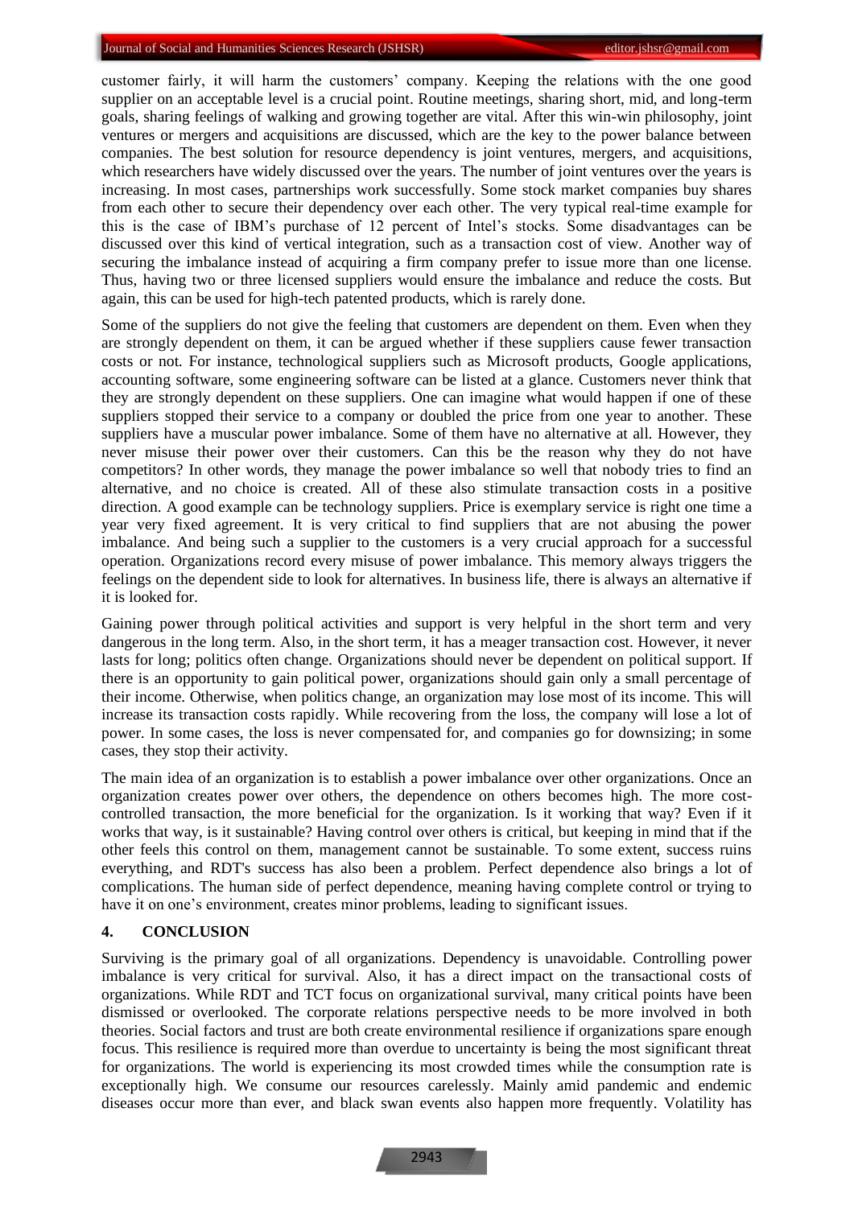customer fairly, it will harm the customers' company. Keeping the relations with the one good supplier on an acceptable level is a crucial point. Routine meetings, sharing short, mid, and long-term goals, sharing feelings of walking and growing together are vital. After this win-win philosophy, joint ventures or mergers and acquisitions are discussed, which are the key to the power balance between companies. The best solution for resource dependency is joint ventures, mergers, and acquisitions, which researchers have widely discussed over the years. The number of joint ventures over the years is increasing. In most cases, partnerships work successfully. Some stock market companies buy shares from each other to secure their dependency over each other. The very typical real-time example for this is the case of IBM's purchase of 12 percent of Intel's stocks. Some disadvantages can be discussed over this kind of vertical integration, such as a transaction cost of view. Another way of securing the imbalance instead of acquiring a firm company prefer to issue more than one license. Thus, having two or three licensed suppliers would ensure the imbalance and reduce the costs. But again, this can be used for high-tech patented products, which is rarely done.

Some of the suppliers do not give the feeling that customers are dependent on them. Even when they are strongly dependent on them, it can be argued whether if these suppliers cause fewer transaction costs or not. For instance, technological suppliers such as Microsoft products, Google applications, accounting software, some engineering software can be listed at a glance. Customers never think that they are strongly dependent on these suppliers. One can imagine what would happen if one of these suppliers stopped their service to a company or doubled the price from one year to another. These suppliers have a muscular power imbalance. Some of them have no alternative at all. However, they never misuse their power over their customers. Can this be the reason why they do not have competitors? In other words, they manage the power imbalance so well that nobody tries to find an alternative, and no choice is created. All of these also stimulate transaction costs in a positive direction. A good example can be technology suppliers. Price is exemplary service is right one time a year very fixed agreement. It is very critical to find suppliers that are not abusing the power imbalance. And being such a supplier to the customers is a very crucial approach for a successful operation. Organizations record every misuse of power imbalance. This memory always triggers the feelings on the dependent side to look for alternatives. In business life, there is always an alternative if it is looked for.

Gaining power through political activities and support is very helpful in the short term and very dangerous in the long term. Also, in the short term, it has a meager transaction cost. However, it never lasts for long; politics often change. Organizations should never be dependent on political support. If there is an opportunity to gain political power, organizations should gain only a small percentage of their income. Otherwise, when politics change, an organization may lose most of its income. This will increase its transaction costs rapidly. While recovering from the loss, the company will lose a lot of power. In some cases, the loss is never compensated for, and companies go for downsizing; in some cases, they stop their activity.

The main idea of an organization is to establish a power imbalance over other organizations. Once an organization creates power over others, the dependence on others becomes high. The more cost-controlled transaction, the more beneficial for the organization. Is it working that way? Even if it works that way, is it sustainable? Having control over others is critical, but keeping in mind that if the other feels this control on them, management cannot be sustainable. To some extent, success ruins everything, and RDT's success has also been a problem. Perfect dependence also brings a lot of complications. The human side of perfect dependence, meaning having complete control or trying to have it on one's environment, creates minor problems, leading to significant issues.

## 4. CONCLUSION

Surviving is the primary goal of all organizations. Dependency is unavoidable. Controlling power imbalance is very critical for survival. Also, it has a direct impact on the transactional costs of organizations. While RDT and TCT focus on organizational survival, many critical points have been dismissed or overlooked. The corporate relations perspective needs to be more involved in both theories. Social factors and trust are both create environmental resilience if organizations spare enough focus. This resilience is required more than overdue to uncertainty is being the most significant threat for organizations. The world is experiencing its most crowded times while the consumption rate is exceptionally high. We consume our resources carelessly. Mainly amid pandemic and endemic diseases occur more than ever, and black swan events also happen more frequently. Volatility has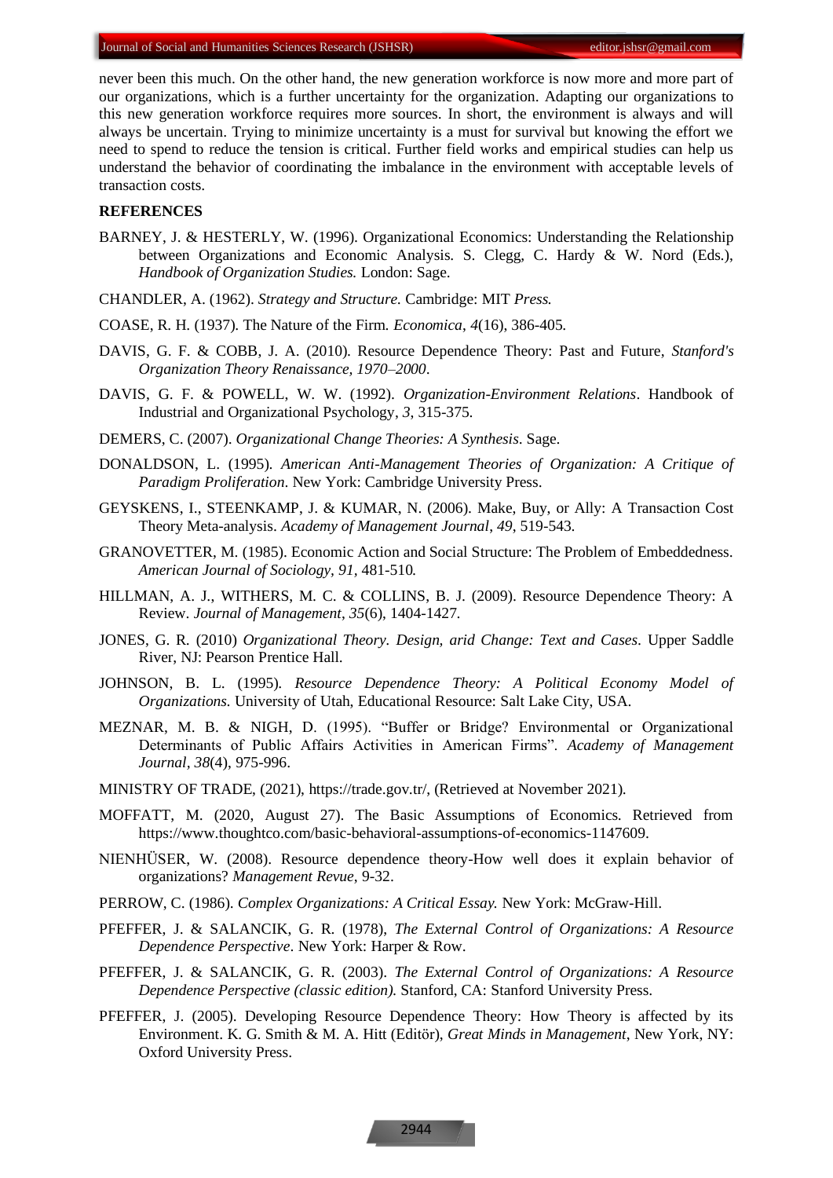never been this much. On the other hand, the new generation workforce is now more and more part of our organizations, which is a further uncertainty for the organization. Adapting our organizations to this new generation workforce requires more sources. In short, the environment is always and will always be uncertain. Trying to minimize uncertainty is a must for survival but knowing the effort we need to spend to reduce the tension is critical. Further field works and empirical studies can help us understand the behavior of coordinating the imbalance in the environment with acceptable levels of transaction costs.

**REFERENCES**

BARNEY, J. & HESTERLY, W. (1996). Organizational Economics: Understanding the Relationship between Organizations and Economic Analysis. S. Clegg, C. Hardy & W. Nord (Eds.), *Handbook of Organization Studies.* London: Sage.

CHANDLER, A. (1962). *Strategy and Structure.* Cambridge: MIT *Press.*

COASE, R. H. (1937). The Nature of the Firm. *Economica*, *4*(16), 386-405.

DAVIS, G. F. & COBB, J. A. (2010). Resource Dependence Theory: Past and Future, *Stanford's Organization Theory Renaissance, 1970–2000*.

DAVIS, G. F. & POWELL, W. W. (1992). *Organization-Environment Relations*. Handbook of Industrial and Organizational Psychology, *3*, 315-375.

DEMERS, C. (2007). *Organizational Change Theories: A Synthesis*. Sage.

DONALDSON, L. (1995). *American Anti-Management Theories of Organization: A Critique of Paradigm Proliferation*. New York: Cambridge University Press.

GEYSKENS, I., STEENKAMP, J. & KUMAR, N. (2006). Make, Buy, or Ally: A Transaction Cost Theory Meta-analysis. *Academy of Management Journal*, *49*, 519-543.

GRANOVETTER, M. (1985). Economic Action and Social Structure: The Problem of Embeddedness. *American Journal of Sociology, 91*, 481-510.

HILLMAN, A. J., WITHERS, M. C. & COLLINS, B. J. (2009). Resource Dependence Theory: A Review. *Journal of Management*, *35*(6), 1404-1427.

JONES, G. R. (2010) *Organizational Theory. Design, arid Change: Text and Cases*. Upper Saddle River, NJ: Pearson Prentice Hall.

JOHNSON, B. L. (1995). *Resource Dependence Theory: A Political Economy Model of Organizations.* University of Utah, Educational Resource: Salt Lake City, USA.

MEZNAR, M. B. & NIGH, D. (1995). "Buffer or Bridge? Environmental or Organizational Determinants of Public Affairs Activities in American Firms". *Academy of Management Journal*, *38*(4), 975-996.

MINISTRY OF TRADE, (2021), https://trade.gov.tr/, (Retrieved at November 2021).

MOFFATT, M. (2020, August 27). The Basic Assumptions of Economics. Retrieved from https://www.thoughtco.com/basic-behavioral-assumptions-of-economics-1147609.

NIENHÜSER, W. (2008). Resource dependence theory-How well does it explain behavior of organizations? *Management Revue*, 9-32.

PERROW, C. (1986). *Complex Organizations: A Critical Essay.* New York: McGraw-Hill.

PFEFFER, J. & SALANCIK, G. R. (1978), *The External Control of Organizations: A Resource Dependence Perspective*. New York: Harper & Row.

PFEFFER, J. & SALANCIK, G. R. (2003). *The External Control of Organizations: A Resource Dependence Perspective (classic edition).* Stanford, CA: Stanford University Press.

PFEFFER, J. (2005). Developing Resource Dependence Theory: How Theory is affected by its Environment. K. G. Smith & M. A. Hitt (Editör), *Great Minds in Management*, New York, NY: Oxford University Press.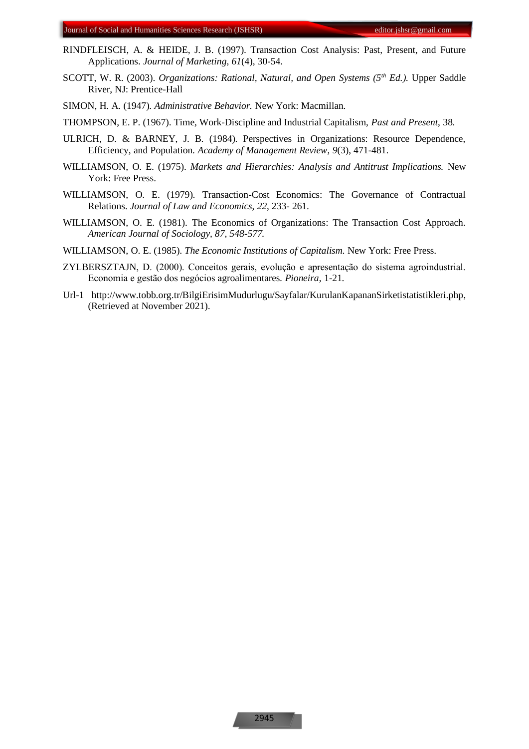RINDFLEISCH, A. & HEIDE, J. B. (1997). Transaction Cost Analysis: Past, Present, and Future Applications. *Journal of Marketing*, *61*(4), 30-54.

SCOTT, W. R. (2003). *Organizations: Rational, Natural, and Open Systems (5th Ed.).* Upper Saddle River, NJ: Prentice-Hall

SIMON, H. A. (1947). *Administrative Behavior.* New York: Macmillan.

THOMPSON, E. P. (1967). Time, Work-Discipline and Industrial Capitalism, *Past and Present*, 38.

ULRICH, D. & BARNEY, J. B. (1984). Perspectives in Organizations: Resource Dependence, Efficiency, and Population. *Academy of Management Review*, *9*(3), 471-481.

WILLIAMSON, O. E. (1975). *Markets and Hierarchies: Analysis and Antitrust Implications.* New York: Free Press.

WILLIAMSON, O. E. (1979). Transaction-Cost Economics: The Governance of Contractual Relations. *Journal of Law and Economics*, *22*, 233- 261.

WILLIAMSON, O. E. (1981). The Economics of Organizations: The Transaction Cost Approach. *American Journal of Sociology, 87, 548-577.*

WILLIAMSON, O. E. (1985). *The Economic Institutions of Capitalism.* New York: Free Press.

ZYLBERSZTAJN, D. (2000). Conceitos gerais, evolução e apresentação do sistema agroindustrial. Economia e gestão dos negócios agroalimentares. *Pioneira*, 1-21.

Url-1 http://www.tobb.org.tr/BilgiErisimMudurlugu/Sayfalar/KurulanKapananSirketistatistikleri.php, (Retrieved at November 2021).